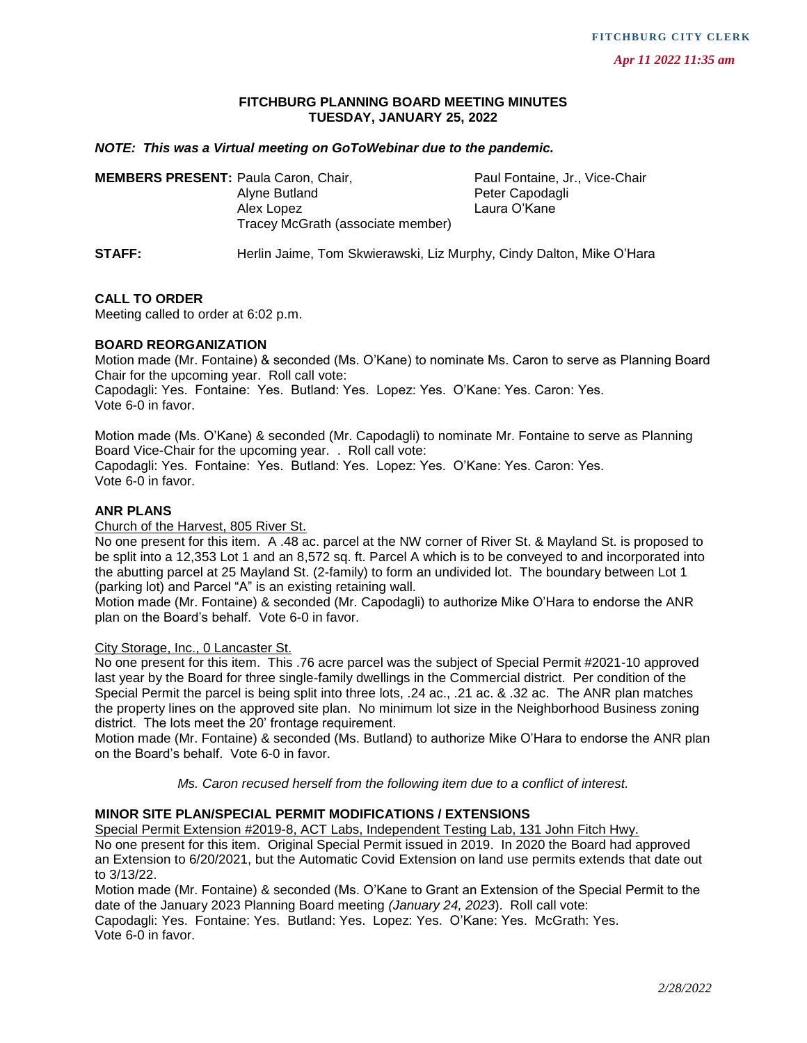FITCHBURG CITY CLERK

*Apr 11 2022 11:35 am*

# FITCHBURG PLANNING BOARD MEETING MINUTES
## TUESDAY, JANUARY 25, 2022

***NOTE: This was a Virtual meeting on GoToWebinar due to the pandemic.***

**MEMBERS PRESENT:** Paula Caron, Chair, Paul Fontaine, Jr., Vice-Chair, Alyne Butland, Peter Capodagli, Alex Lopez, Laura O'Kane, Tracey McGrath (associate member)

**STAFF:** Herlin Jaime, Tom Skwierawski, Liz Murphy, Cindy Dalton, Mike O'Hara

**CALL TO ORDER**

Meeting called to order at 6:02 p.m.

**BOARD REORGANIZATION**

Motion made (Mr. Fontaine) & seconded (Ms. O'Kane) to nominate Ms. Caron to serve as Planning Board Chair for the upcoming year. Roll call vote:
Capodagli: Yes. Fontaine: Yes. Butland: Yes. Lopez: Yes. O'Kane: Yes. Caron: Yes.
Vote 6-0 in favor.

Motion made (Ms. O'Kane) & seconded (Mr. Capodagli) to nominate Mr. Fontaine to serve as Planning Board Vice-Chair for the upcoming year. . Roll call vote:
Capodagli: Yes. Fontaine: Yes. Butland: Yes. Lopez: Yes. O'Kane: Yes. Caron: Yes.
Vote 6-0 in favor.

**ANR PLANS**

Church of the Harvest, 805 River St.

No one present for this item. A .48 ac. parcel at the NW corner of River St. & Mayland St. is proposed to be split into a 12,353 Lot 1 and an 8,572 sq. ft. Parcel A which is to be conveyed to and incorporated into the abutting parcel at 25 Mayland St. (2-family) to form an undivided lot. The boundary between Lot 1 (parking lot) and Parcel "A" is an existing retaining wall.
Motion made (Mr. Fontaine) & seconded (Mr. Capodagli) to authorize Mike O'Hara to endorse the ANR plan on the Board's behalf. Vote 6-0 in favor.

City Storage, Inc., 0 Lancaster St.

No one present for this item. This .76 acre parcel was the subject of Special Permit #2021-10 approved last year by the Board for three single-family dwellings in the Commercial district. Per condition of the Special Permit the parcel is being split into three lots, .24 ac., .21 ac. & .32 ac. The ANR plan matches the property lines on the approved site plan. No minimum lot size in the Neighborhood Business zoning district. The lots meet the 20' frontage requirement.
Motion made (Mr. Fontaine) & seconded (Ms. Butland) to authorize Mike O'Hara to endorse the ANR plan on the Board's behalf. Vote 6-0 in favor.

*Ms. Caron recused herself from the following item due to a conflict of interest.*

**MINOR SITE PLAN/SPECIAL PERMIT MODIFICATIONS / EXTENSIONS**

Special Permit Extension #2019-8, ACT Labs, Independent Testing Lab, 131 John Fitch Hwy.

No one present for this item. Original Special Permit issued in 2019. In 2020 the Board had approved an Extension to 6/20/2021, but the Automatic Covid Extension on land use permits extends that date out to 3/13/22.
Motion made (Mr. Fontaine) & seconded (Ms. O'Kane to Grant an Extension of the Special Permit to the date of the January 2023 Planning Board meeting *(January 24, 2023*). Roll call vote:
Capodagli: Yes. Fontaine: Yes. Butland: Yes. Lopez: Yes. O'Kane: Yes. McGrath: Yes.
Vote 6-0 in favor.

*2/28/2022*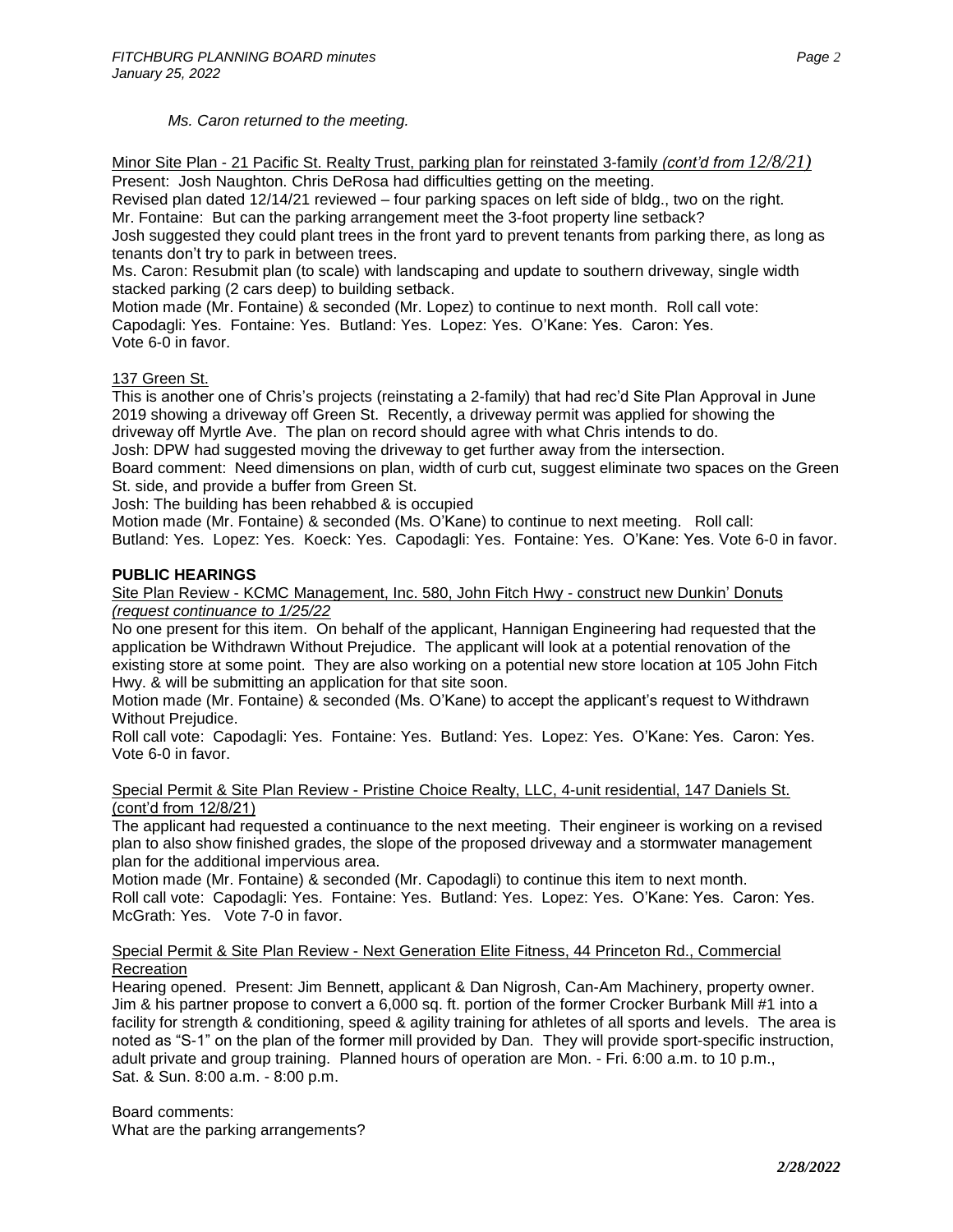*Ms. Caron returned to the meeting.*

Minor Site Plan - 21 Pacific St. Realty Trust, parking plan for reinstated 3-family *(cont'd from 12/8/21)*

Present: Josh Naughton. Chris DeRosa had difficulties getting on the meeting.

Revised plan dated 12/14/21 reviewed – four parking spaces on left side of bldg., two on the right.

Mr. Fontaine: But can the parking arrangement meet the 3-foot property line setback?

Josh suggested they could plant trees in the front yard to prevent tenants from parking there, as long as tenants don't try to park in between trees.

Ms. Caron: Resubmit plan (to scale) with landscaping and update to southern driveway, single width stacked parking (2 cars deep) to building setback.

Motion made (Mr. Fontaine) & seconded (Mr. Lopez) to continue to next month. Roll call vote: Capodagli: Yes. Fontaine: Yes. Butland: Yes. Lopez: Yes. O'Kane: Yes. Caron: Yes. Vote 6-0 in favor.

137 Green St.

This is another one of Chris's projects (reinstating a 2-family) that had rec'd Site Plan Approval in June 2019 showing a driveway off Green St. Recently, a driveway permit was applied for showing the driveway off Myrtle Ave. The plan on record should agree with what Chris intends to do.

Josh: DPW had suggested moving the driveway to get further away from the intersection.

Board comment: Need dimensions on plan, width of curb cut, suggest eliminate two spaces on the Green St. side, and provide a buffer from Green St.

Josh: The building has been rehabbed & is occupied

Motion made (Mr. Fontaine) & seconded (Ms. O'Kane) to continue to next meeting. Roll call: Butland: Yes. Lopez: Yes. Koeck: Yes. Capodagli: Yes. Fontaine: Yes. O'Kane: Yes. Vote 6-0 in favor.

**PUBLIC HEARINGS**

Site Plan Review - KCMC Management, Inc. 580, John Fitch Hwy - construct new Dunkin' Donuts *(request continuance to 1/25/22*

No one present for this item. On behalf of the applicant, Hannigan Engineering had requested that the application be Withdrawn Without Prejudice. The applicant will look at a potential renovation of the existing store at some point. They are also working on a potential new store location at 105 John Fitch Hwy. & will be submitting an application for that site soon.

Motion made (Mr. Fontaine) & seconded (Ms. O'Kane) to accept the applicant's request to Withdrawn Without Prejudice.

Roll call vote: Capodagli: Yes. Fontaine: Yes. Butland: Yes. Lopez: Yes. O'Kane: Yes. Caron: Yes. Vote 6-0 in favor.

Special Permit & Site Plan Review - Pristine Choice Realty, LLC, 4-unit residential, 147 Daniels St. (cont'd from 12/8/21)

The applicant had requested a continuance to the next meeting. Their engineer is working on a revised plan to also show finished grades, the slope of the proposed driveway and a stormwater management plan for the additional impervious area.

Motion made (Mr. Fontaine) & seconded (Mr. Capodagli) to continue this item to next month. Roll call vote: Capodagli: Yes. Fontaine: Yes. Butland: Yes. Lopez: Yes. O'Kane: Yes. Caron: Yes. McGrath: Yes. Vote 7-0 in favor.

Special Permit & Site Plan Review - Next Generation Elite Fitness, 44 Princeton Rd., Commercial Recreation

Hearing opened. Present: Jim Bennett, applicant & Dan Nigrosh, Can-Am Machinery, property owner. Jim & his partner propose to convert a 6,000 sq. ft. portion of the former Crocker Burbank Mill #1 into a facility for strength & conditioning, speed & agility training for athletes of all sports and levels. The area is noted as "S-1" on the plan of the former mill provided by Dan. They will provide sport-specific instruction, adult private and group training. Planned hours of operation are Mon. - Fri. 6:00 a.m. to 10 p.m., Sat. & Sun. 8:00 a.m. - 8:00 p.m.

Board comments:

What are the parking arrangements?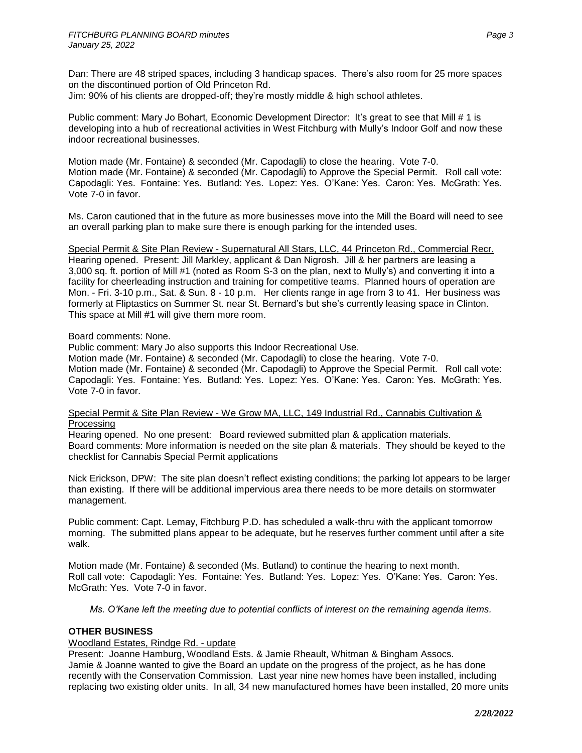Dan: There are 48 striped spaces, including 3 handicap spaces. There's also room for 25 more spaces on the discontinued portion of Old Princeton Rd.
Jim: 90% of his clients are dropped-off; they're mostly middle & high school athletes.

Public comment: Mary Jo Bohart, Economic Development Director: It's great to see that Mill # 1 is developing into a hub of recreational activities in West Fitchburg with Mully's Indoor Golf and now these indoor recreational businesses.

Motion made (Mr. Fontaine) & seconded (Mr. Capodagli) to close the hearing. Vote 7-0.
Motion made (Mr. Fontaine) & seconded (Mr. Capodagli) to Approve the Special Permit. Roll call vote: Capodagli: Yes. Fontaine: Yes. Butland: Yes. Lopez: Yes. O'Kane: Yes. Caron: Yes. McGrath: Yes. Vote 7-0 in favor.

Ms. Caron cautioned that in the future as more businesses move into the Mill the Board will need to see an overall parking plan to make sure there is enough parking for the intended uses.

Special Permit & Site Plan Review - Supernatural All Stars, LLC, 44 Princeton Rd., Commercial Recr.
Hearing opened. Present: Jill Markley, applicant & Dan Nigrosh. Jill & her partners are leasing a 3,000 sq. ft. portion of Mill #1 (noted as Room S-3 on the plan, next to Mully's) and converting it into a facility for cheerleading instruction and training for competitive teams. Planned hours of operation are Mon. - Fri. 3-10 p.m., Sat. & Sun. 8 - 10 p.m. Her clients range in age from 3 to 41. Her business was formerly at Fliptastics on Summer St. near St. Bernard's but she's currently leasing space in Clinton. This space at Mill #1 will give them more room.

Board comments: None.
Public comment: Mary Jo also supports this Indoor Recreational Use.
Motion made (Mr. Fontaine) & seconded (Mr. Capodagli) to close the hearing. Vote 7-0.
Motion made (Mr. Fontaine) & seconded (Mr. Capodagli) to Approve the Special Permit. Roll call vote: Capodagli: Yes. Fontaine: Yes. Butland: Yes. Lopez: Yes. O'Kane: Yes. Caron: Yes. McGrath: Yes. Vote 7-0 in favor.

Special Permit & Site Plan Review - We Grow MA, LLC, 149 Industrial Rd., Cannabis Cultivation & Processing
Hearing opened. No one present: Board reviewed submitted plan & application materials.
Board comments: More information is needed on the site plan & materials. They should be keyed to the checklist for Cannabis Special Permit applications

Nick Erickson, DPW: The site plan doesn't reflect existing conditions; the parking lot appears to be larger than existing. If there will be additional impervious area there needs to be more details on stormwater management.

Public comment: Capt. Lemay, Fitchburg P.D. has scheduled a walk-thru with the applicant tomorrow morning. The submitted plans appear to be adequate, but he reserves further comment until after a site walk.

Motion made (Mr. Fontaine) & seconded (Ms. Butland) to continue the hearing to next month.
Roll call vote: Capodagli: Yes. Fontaine: Yes. Butland: Yes. Lopez: Yes. O'Kane: Yes. Caron: Yes. McGrath: Yes. Vote 7-0 in favor.

*Ms. O'Kane left the meeting due to potential conflicts of interest on the remaining agenda items.*

**OTHER BUSINESS**

Woodland Estates, Rindge Rd. - update
Present: Joanne Hamburg, Woodland Ests. & Jamie Rheault, Whitman & Bingham Assocs.
Jamie & Joanne wanted to give the Board an update on the progress of the project, as he has done recently with the Conservation Commission. Last year nine new homes have been installed, including replacing two existing older units. In all, 34 new manufactured homes have been installed, 20 more units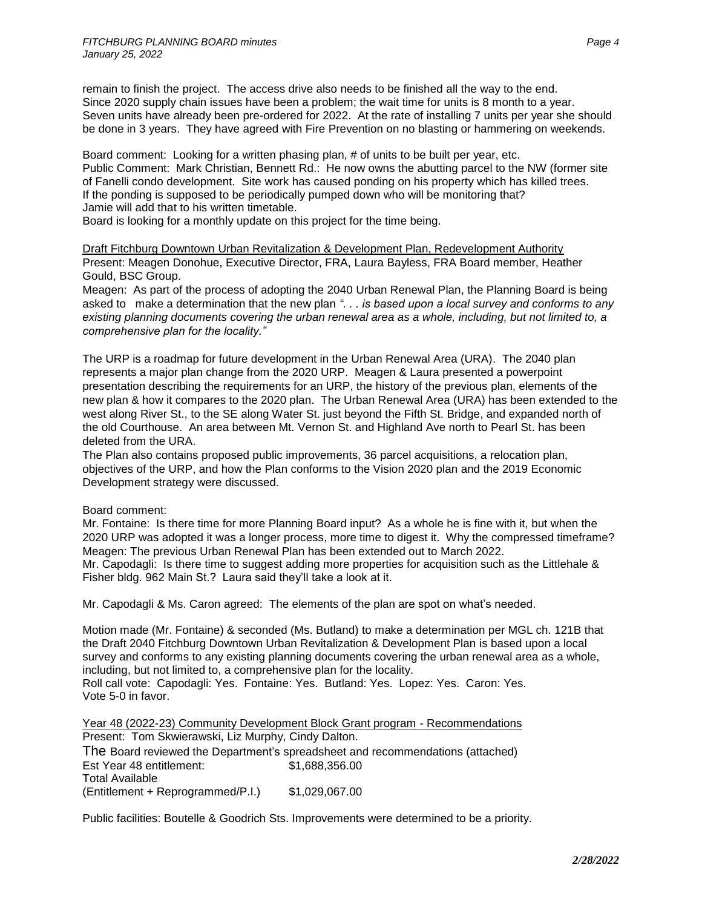remain to finish the project. The access drive also needs to be finished all the way to the end. Since 2020 supply chain issues have been a problem; the wait time for units is 8 month to a year. Seven units have already been pre-ordered for 2022. At the rate of installing 7 units per year she should be done in 3 years. They have agreed with Fire Prevention on no blasting or hammering on weekends.

Board comment: Looking for a written phasing plan, # of units to be built per year, etc.
Public Comment: Mark Christian, Bennett Rd.: He now owns the abutting parcel to the NW (former site of Fanelli condo development. Site work has caused ponding on his property which has killed trees. If the ponding is supposed to be periodically pumped down who will be monitoring that?
Jamie will add that to his written timetable.
Board is looking for a monthly update on this project for the time being.

<u>Draft Fitchburg Downtown Urban Revitalization & Development Plan, Redevelopment Authority</u>
Present: Meagen Donohue, Executive Director, FRA, Laura Bayless, FRA Board member, Heather Gould, BSC Group.
Meagen: As part of the process of adopting the 2040 Urban Renewal Plan, the Planning Board is being asked to make a determination that the new plan *". . . is based upon a local survey and conforms to any existing planning documents covering the urban renewal area as a whole, including, but not limited to, a comprehensive plan for the locality."*

The URP is a roadmap for future development in the Urban Renewal Area (URA). The 2040 plan represents a major plan change from the 2020 URP. Meagen & Laura presented a powerpoint presentation describing the requirements for an URP, the history of the previous plan, elements of the new plan & how it compares to the 2020 plan. The Urban Renewal Area (URA) has been extended to the west along River St., to the SE along Water St. just beyond the Fifth St. Bridge, and expanded north of the old Courthouse. An area between Mt. Vernon St. and Highland Ave north to Pearl St. has been deleted from the URA.
The Plan also contains proposed public improvements, 36 parcel acquisitions, a relocation plan, objectives of the URP, and how the Plan conforms to the Vision 2020 plan and the 2019 Economic Development strategy were discussed.

Board comment:
Mr. Fontaine: Is there time for more Planning Board input? As a whole he is fine with it, but when the 2020 URP was adopted it was a longer process, more time to digest it. Why the compressed timeframe?
Meagen: The previous Urban Renewal Plan has been extended out to March 2022.
Mr. Capodagli: Is there time to suggest adding more properties for acquisition such as the Littlehale & Fisher bldg. 962 Main St.? Laura said they'll take a look at it.

Mr. Capodagli & Ms. Caron agreed: The elements of the plan are spot on what's needed.

Motion made (Mr. Fontaine) & seconded (Ms. Butland) to make a determination per MGL ch. 121B that the Draft 2040 Fitchburg Downtown Urban Revitalization & Development Plan is based upon a local survey and conforms to any existing planning documents covering the urban renewal area as a whole, including, but not limited to, a comprehensive plan for the locality.
Roll call vote: Capodagli: Yes. Fontaine: Yes. Butland: Yes. Lopez: Yes. Caron: Yes.
Vote 5-0 in favor.

<u>Year 48 (2022-23) Community Development Block Grant program - Recommendations</u>
Present: Tom Skwierawski, Liz Murphy, Cindy Dalton.
The Board reviewed the Department's spreadsheet and recommendations (attached)

| | |
|---|---|
| Est Year 48 entitlement: | \$1,688,356.00 |
| Total Available (Entitlement + Reprogrammed/P.I.) | \$1,029,067.00 |

Public facilities: Boutelle & Goodrich Sts. Improvements were determined to be a priority.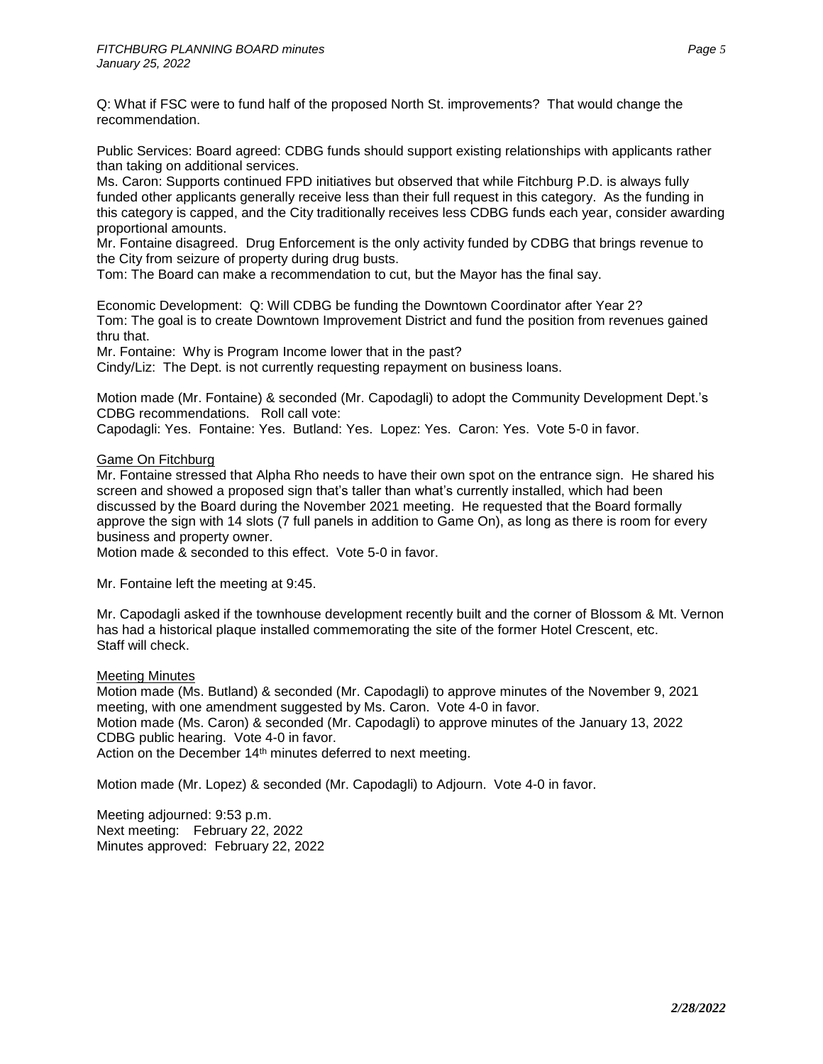Q: What if FSC were to fund half of the proposed North St. improvements? That would change the recommendation.

Public Services: Board agreed: CDBG funds should support existing relationships with applicants rather than taking on additional services.
Ms. Caron: Supports continued FPD initiatives but observed that while Fitchburg P.D. is always fully funded other applicants generally receive less than their full request in this category. As the funding in this category is capped, and the City traditionally receives less CDBG funds each year, consider awarding proportional amounts.
Mr. Fontaine disagreed. Drug Enforcement is the only activity funded by CDBG that brings revenue to the City from seizure of property during drug busts.
Tom: The Board can make a recommendation to cut, but the Mayor has the final say.

Economic Development: Q: Will CDBG be funding the Downtown Coordinator after Year 2?
Tom: The goal is to create Downtown Improvement District and fund the position from revenues gained thru that.
Mr. Fontaine: Why is Program Income lower that in the past?
Cindy/Liz: The Dept. is not currently requesting repayment on business loans.

Motion made (Mr. Fontaine) & seconded (Mr. Capodagli) to adopt the Community Development Dept.'s CDBG recommendations. Roll call vote:
Capodagli: Yes. Fontaine: Yes. Butland: Yes. Lopez: Yes. Caron: Yes. Vote 5-0 in favor.

## Game On Fitchburg

Mr. Fontaine stressed that Alpha Rho needs to have their own spot on the entrance sign. He shared his screen and showed a proposed sign that's taller than what's currently installed, which had been discussed by the Board during the November 2021 meeting. He requested that the Board formally approve the sign with 14 slots (7 full panels in addition to Game On), as long as there is room for every business and property owner.
Motion made & seconded to this effect. Vote 5-0 in favor.

Mr. Fontaine left the meeting at 9:45.

Mr. Capodagli asked if the townhouse development recently built and the corner of Blossom & Mt. Vernon has had a historical plaque installed commemorating the site of the former Hotel Crescent, etc.
Staff will check.

## Meeting Minutes

Motion made (Ms. Butland) & seconded (Mr. Capodagli) to approve minutes of the November 9, 2021 meeting, with one amendment suggested by Ms. Caron. Vote 4-0 in favor.
Motion made (Ms. Caron) & seconded (Mr. Capodagli) to approve minutes of the January 13, 2022 CDBG public hearing. Vote 4-0 in favor.
Action on the December 14th minutes deferred to next meeting.

Motion made (Mr. Lopez) & seconded (Mr. Capodagli) to Adjourn. Vote 4-0 in favor.

Meeting adjourned: 9:53 p.m.
Next meeting: February 22, 2022
Minutes approved: February 22, 2022